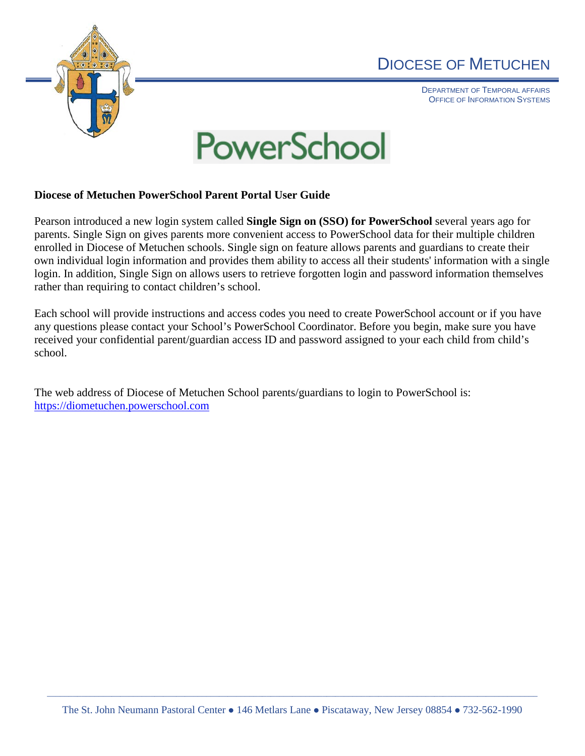# DIOCESE OF METUCHEN

DEPARTMENT OF TEMPORAL AFFAIRS
OFFICE OF INFORMATION SYSTEMS

PowerSchool

**Diocese of Metuchen PowerSchool Parent Portal User Guide**

Pearson introduced a new login system called **Single Sign on (SSO) for PowerSchool** several years ago for parents. Single Sign on gives parents more convenient access to PowerSchool data for their multiple children enrolled in Diocese of Metuchen schools. Single sign on feature allows parents and guardians to create their own individual login information and provides them ability to access all their students' information with a single login. In addition, Single Sign on allows users to retrieve forgotten login and password information themselves rather than requiring to contact children's school.

Each school will provide instructions and access codes you need to create PowerSchool account or if you have any questions please contact your School's PowerSchool Coordinator. Before you begin, make sure you have received your confidential parent/guardian access ID and password assigned to your each child from child's school.

The web address of Diocese of Metuchen School parents/guardians to login to PowerSchool is:
https://diometuchen.powerschool.com

The St. John Neumann Pastoral Center ● 146 Metlars Lane ● Piscataway, New Jersey 08854 ● 732-562-1990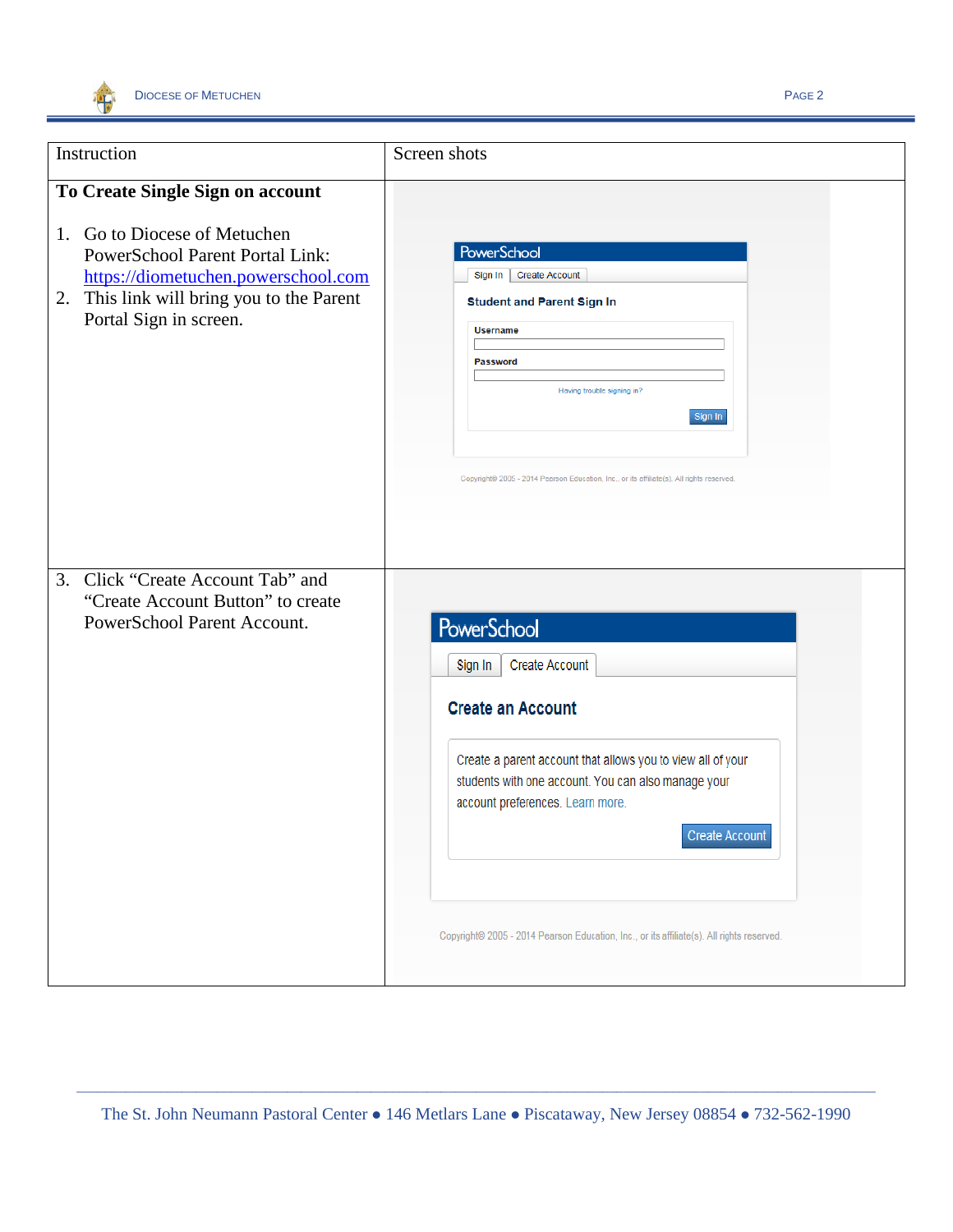| Instruction | Screen shots |
| --- | --- |
| **To Create Single Sign on account**<br><br>1. Go to Diocese of Metuchen PowerSchool Parent Portal Link: https://diometuchen.powerschool.com<br>2. This link will bring you to the Parent Portal Sign in screen. | PowerSchool<br>Sign In \| Create Account<br>Student and Parent Sign In<br>Username<br>Password<br>Having trouble signing in?<br>Sign In<br>Copyright© 2005 - 2014 Pearson Education, Inc., or its affiliate(s). All rights reserved. |
| 3. Click "Create Account Tab" and "Create Account Button" to create PowerSchool Parent Account. | PowerSchool<br>Sign In \| Create Account<br>Create an Account<br>Create a parent account that allows you to view all of your students with one account. You can also manage your account preferences. Learn more.<br>Create Account<br>Copyright© 2005 - 2014 Pearson Education, Inc., or its affiliate(s). All rights reserved. |

The St. John Neumann Pastoral Center ● 146 Metlars Lane ● Piscataway, New Jersey 08854 ● 732-562-1990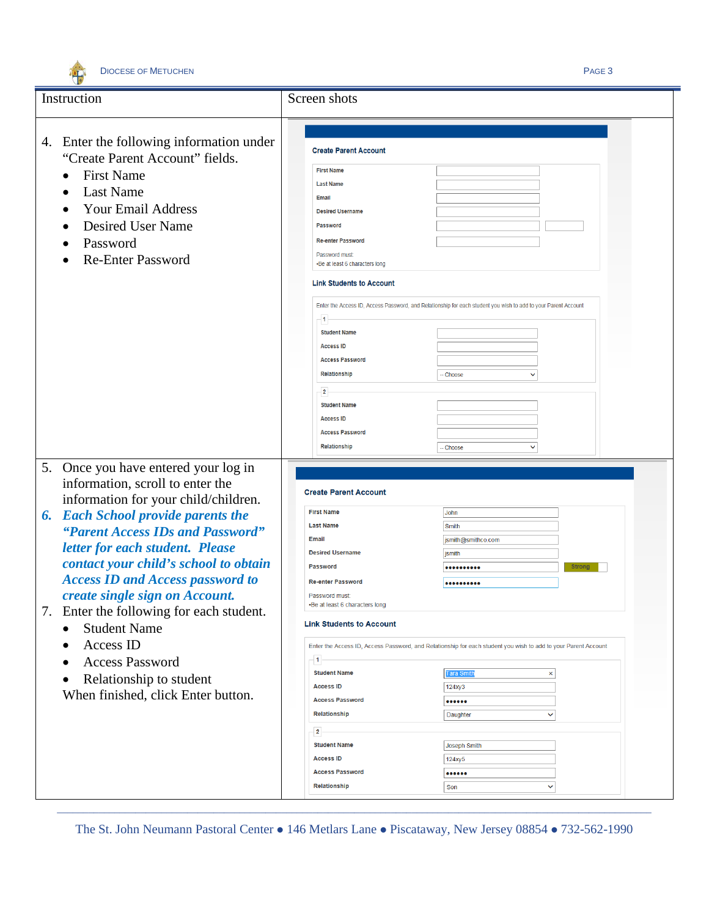| Instruction | Screen shots |
| --- | --- |
| 4. Enter the following information under "Create Parent Account" fields.<br>• First Name<br>• Last Name<br>• Your Email Address<br>• Desired User Name<br>• Password<br>• Re-Enter Password | **Create Parent Account**<br>First Name<br>Last Name<br>Email<br>Desired Username<br>Password<br>Re-enter Password<br>Password must:<br>•Be at least 6 characters long<br>**Link Students to Account**<br>Enter the Access ID, Access Password, and Relationship for each student you wish to add to your Parent Account<br>1<br>Student Name<br>Access ID<br>Access Password<br>Relationship -- Choose<br>2<br>Student Name<br>Access ID<br>Access Password<br>Relationship -- Choose |
| 5. Once you have entered your log in information, scroll to enter the information for your child/children.<br>***6. Each School provide parents the "Parent Access IDs and Password" letter for each student. Please contact your child's school to obtain Access ID and Access password to create single sign on Account.***<br>7. Enter the following for each student.<br>• Student Name<br>• Access ID<br>• Access Password<br>• Relationship to student<br>When finished, click Enter button. | **Create Parent Account**<br>First Name: John<br>Last Name: Smith<br>Email: jsmith@smithco.com<br>Desired Username: jsmith<br>Password: •••••••••• Strong<br>Re-enter Password: ••••••••••<br>Password must:<br>•Be at least 6 characters long<br>**Link Students to Account**<br>Enter the Access ID, Access Password, and Relationship for each student you wish to add to your Parent Account<br>1<br>Student Name: Tara Smith<br>Access ID: 124xy3<br>Access Password: ••••••<br>Relationship: Daughter<br>2<br>Student Name: Joseph Smith<br>Access ID: 124xy5<br>Access Password: ••••••<br>Relationship: Son |

The St. John Neumann Pastoral Center • 146 Metlars Lane • Piscataway, New Jersey 08854 • 732-562-1990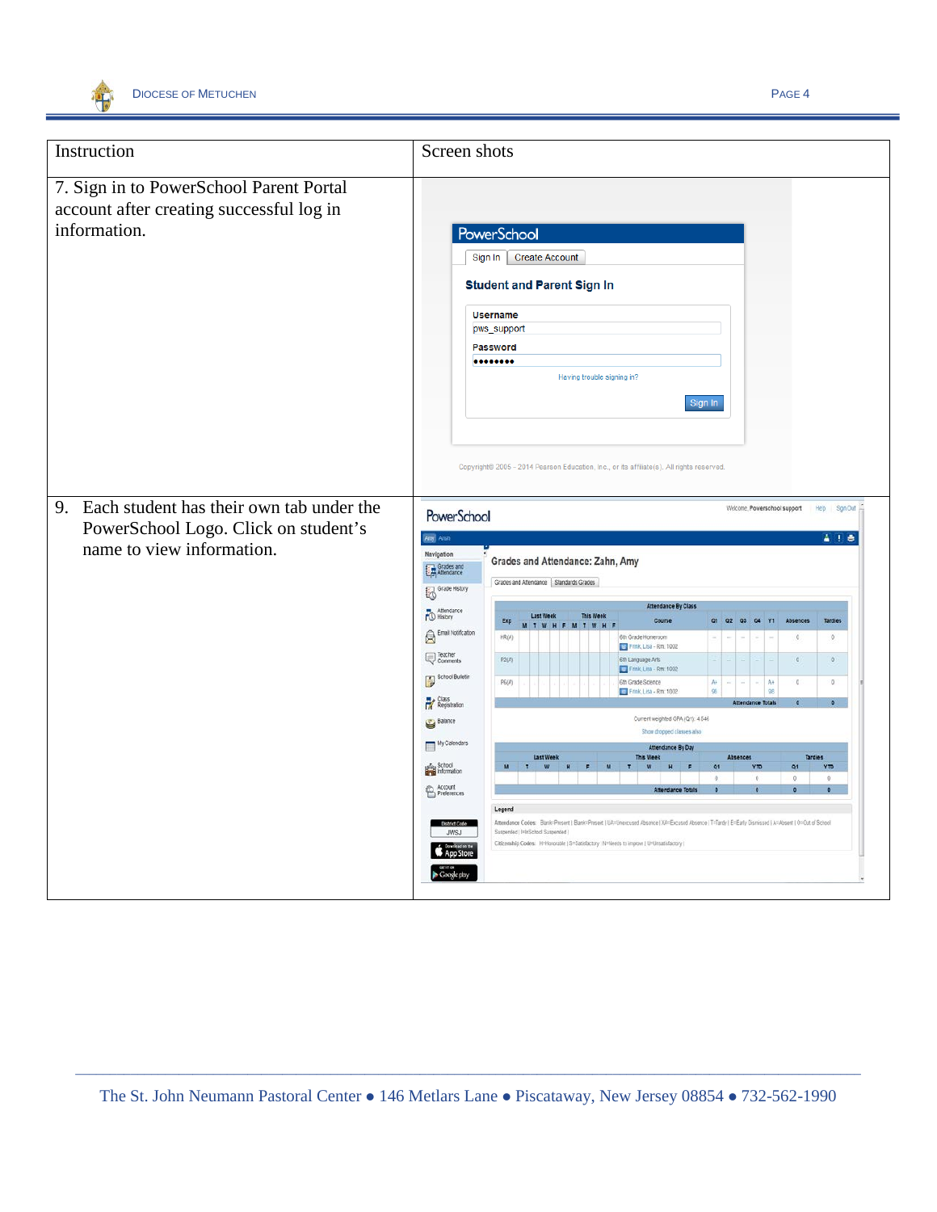| Instruction | Screen shots |
| --- | --- |
| 7. Sign in to PowerSchool Parent Portal account after creating successful log in information. | |
| 9. Each student has their own tab under the PowerSchool Logo. Click on student's name to view information. | |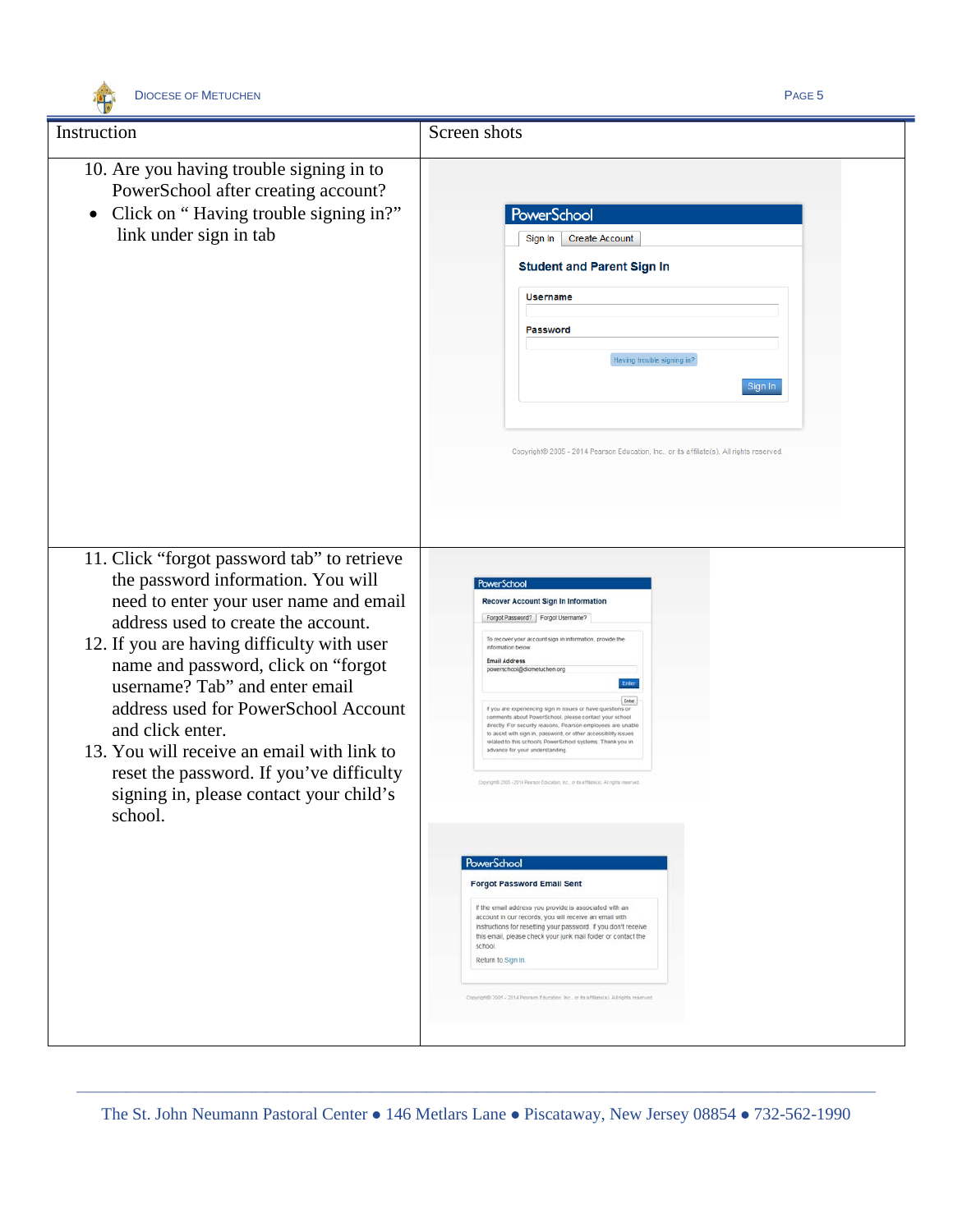| Instruction | Screen shots |
| --- | --- |
| 10. Are you having trouble signing in to PowerSchool after creating account?<br>• Click on " Having trouble signing in?" link under sign in tab | PowerSchool<br>Sign In Create Account<br>Student and Parent Sign In<br>Username<br>Password<br>Having trouble signing in?<br>Sign In<br>Copyright© 2005 - 2014 Pearson Education, Inc., or its affiliate(s). All rights reserved. |
| 11. Click "forgot password tab" to retrieve the password information. You will need to enter your user name and email address used to create the account.<br>12. If you are having difficulty with user name and password, click on "forgot username? Tab" and enter email address used for PowerSchool Account and click enter.<br>13. You will receive an email with link to reset the password. If you've difficulty signing in, please contact your child's school. | PowerSchool<br>Recover Account Sign In Information<br>Forgot Password? Forgot Username?<br>To recover your account sign in information, provide the information below.<br>Email Address<br>powerschool@diometuchen.org<br>Enter<br>If you are experiencing sign in issues or have questions or comments about PowerSchool, please contact your school directly. For security reasons, Pearson employees are unable to assist with sign in, password, or other accessibility issues related to this school's PowerSchool systems. Thank you in advance for your understanding.<br>PowerSchool<br>Forgot Password Email Sent<br>If the email address you provide is associated with an account in our records, you will receive an email with instructions for resetting your password. If you don't receive this email, please check your junk mail folder or contact the school.<br>Return to Sign In. |

The St. John Neumann Pastoral Center • 146 Metlars Lane • Piscataway, New Jersey 08854 • 732-562-1990